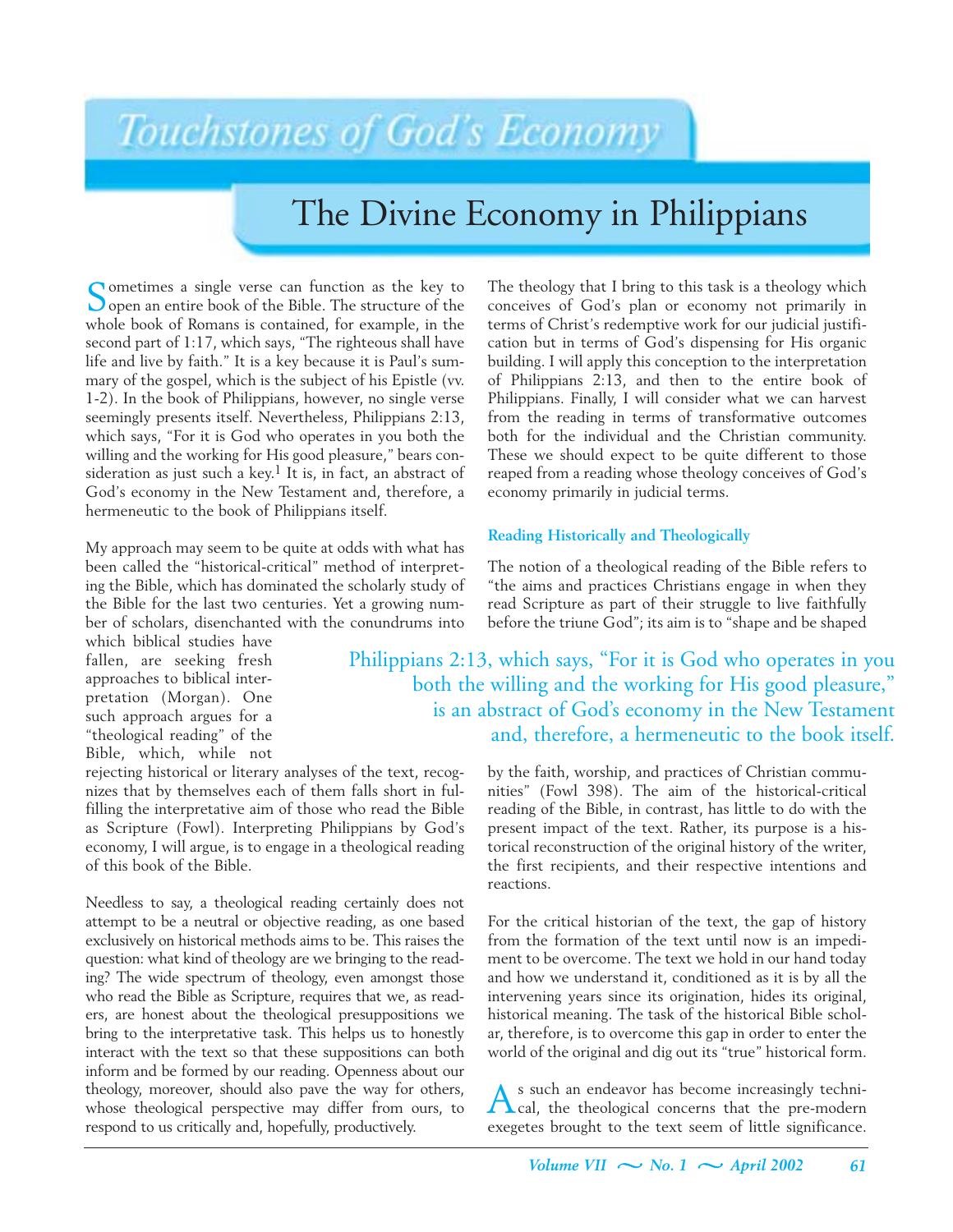# Touchstones of God's Economy

## The Divine Economy in Philippians

Sometimes a single verse can function as the key to open an entire book of the Bible. The structure of the whole book of Romans is contained, for example, in the second part of 1:17, which says, "The righteous shall have life and live by faith." It is a key because it is Paul's summary of the gospel, which is the subject of his Epistle (vv. 1-2). In the book of Philippians, however, no single verse seemingly presents itself. Nevertheless, Philippians 2:13, which says, "For it is God who operates in you both the willing and the working for His good pleasure," bears consideration as just such a key.[1] It is, in fact, an abstract of God's economy in the New Testament and, therefore, a hermeneutic to the book of Philippians itself.

My approach may seem to be quite at odds with what has been called the "historical-critical" method of interpreting the Bible, which has dominated the scholarly study of the Bible for the last two centuries. Yet a growing number of scholars, disenchanted with the conundrums into which biblical studies have fallen, are seeking fresh approaches to biblical interpretation (Morgan). One such approach argues for a "theological reading" of the Bible, which, while not rejecting historical or literary analyses of the text, recognizes that by themselves each of them falls short in fulfilling the interpretative aim of those who read the Bible as Scripture (Fowl). Interpreting Philippians by God's economy, I will argue, is to engage in a theological reading of this book of the Bible.

Needless to say, a theological reading certainly does not attempt to be a neutral or objective reading, as one based exclusively on historical methods aims to be. This raises the question: what kind of theology are we bringing to the reading? The wide spectrum of theology, even amongst those who read the Bible as Scripture, requires that we, as readers, are honest about the theological presuppositions we bring to the interpretative task. This helps us to honestly interact with the text so that these suppositions can both inform and be formed by our reading. Openness about our theology, moreover, should also pave the way for others, whose theological perspective may differ from ours, to respond to us critically and, hopefully, productively.

The theology that I bring to this task is a theology which conceives of God's plan or economy not primarily in terms of Christ's redemptive work for our judicial justification but in terms of God's dispensing for His organic building. I will apply this conception to the interpretation of Philippians 2:13, and then to the entire book of Philippians. Finally, I will consider what we can harvest from the reading in terms of transformative outcomes both for the individual and the Christian community. These we should expect to be quite different to those reaped from a reading whose theology conceives of God's economy primarily in judicial terms.

### Reading Historically and Theologically

The notion of a theological reading of the Bible refers to "the aims and practices Christians engage in when they read Scripture as part of their struggle to live faithfully before the triune God"; its aim is to "shape and be shaped by the faith, worship, and practices of Christian communities" (Fowl 398). The aim of the historical-critical reading of the Bible, in contrast, has little to do with the present impact of the text. Rather, its purpose is a historical reconstruction of the original history of the writer, the first recipients, and their respective intentions and reactions.

> Philippians 2:13, which says, "For it is God who operates in you both the willing and the working for His good pleasure," is an abstract of God's economy in the New Testament and, therefore, a hermeneutic to the book itself.

For the critical historian of the text, the gap of history from the formation of the text until now is an impediment to be overcome. The text we hold in our hand today and how we understand it, conditioned as it is by all the intervening years since its origination, hides its original, historical meaning. The task of the historical Bible scholar, therefore, is to overcome this gap in order to enter the world of the original and dig out its "true" historical form.

As such an endeavor has become increasingly technical, the theological concerns that the pre-modern exegetes brought to the text seem of little significance.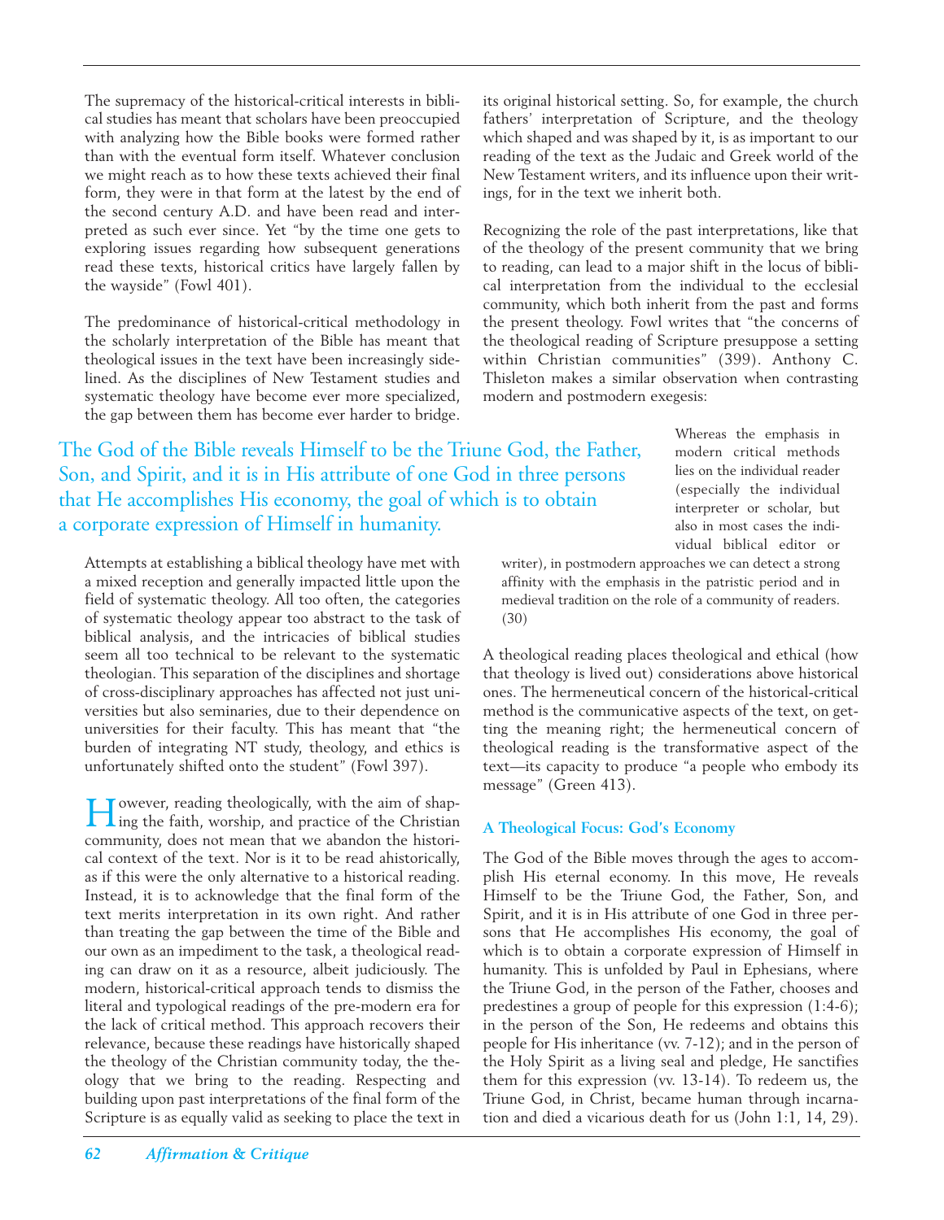The supremacy of the historical-critical interests in biblical studies has meant that scholars have been preoccupied with analyzing how the Bible books were formed rather than with the eventual form itself. Whatever conclusion we might reach as to how these texts achieved their final form, they were in that form at the latest by the end of the second century A.D. and have been read and interpreted as such ever since. Yet "by the time one gets to exploring issues regarding how subsequent generations read these texts, historical critics have largely fallen by the wayside" (Fowl 401).

The predominance of historical-critical methodology in the scholarly interpretation of the Bible has meant that theological issues in the text have been increasingly sidelined. As the disciplines of New Testament studies and systematic theology have become ever more specialized, the gap between them has become ever harder to bridge.

> The God of the Bible reveals Himself to be the Triune God, the Father, Son, and Spirit, and it is in His attribute of one God in three persons that He accomplishes His economy, the goal of which is to obtain a corporate expression of Himself in humanity.

Attempts at establishing a biblical theology have met with a mixed reception and generally impacted little upon the field of systematic theology. All too often, the categories of systematic theology appear too abstract to the task of biblical analysis, and the intricacies of biblical studies seem all too technical to be relevant to the systematic theologian. This separation of the disciplines and shortage of cross-disciplinary approaches has affected not just universities but also seminaries, due to their dependence on universities for their faculty. This has meant that "the burden of integrating NT study, theology, and ethics is unfortunately shifted onto the student" (Fowl 397).

However, reading theologically, with the aim of shaping the faith, worship, and practice of the Christian community, does not mean that we abandon the historical context of the text. Nor is it to be read ahistorically, as if this were the only alternative to a historical reading. Instead, it is to acknowledge that the final form of the text merits interpretation in its own right. And rather than treating the gap between the time of the Bible and our own as an impediment to the task, a theological reading can draw on it as a resource, albeit judiciously. The modern, historical-critical approach tends to dismiss the literal and typological readings of the pre-modern era for the lack of critical method. This approach recovers their relevance, because these readings have historically shaped the theology of the Christian community today, the theology that we bring to the reading. Respecting and building upon past interpretations of the final form of the Scripture is as equally valid as seeking to place the text in its original historical setting. So, for example, the church fathers' interpretation of Scripture, and the theology which shaped and was shaped by it, is as important to our reading of the text as the Judaic and Greek world of the New Testament writers, and its influence upon their writings, for in the text we inherit both.

Recognizing the role of the past interpretations, like that of the theology of the present community that we bring to reading, can lead to a major shift in the locus of biblical interpretation from the individual to the ecclesial community, which both inherit from the past and forms the present theology. Fowl writes that "the concerns of the theological reading of Scripture presuppose a setting within Christian communities" (399). Anthony C. Thisleton makes a similar observation when contrasting modern and postmodern exegesis:

> Whereas the emphasis in modern critical methods lies on the individual reader (especially the individual interpreter or scholar, but also in most cases the individual biblical editor or writer), in postmodern approaches we can detect a strong affinity with the emphasis in the patristic period and in medieval tradition on the role of a community of readers. (30)

A theological reading places theological and ethical (how that theology is lived out) considerations above historical ones. The hermeneutical concern of the historical-critical method is the communicative aspects of the text, on getting the meaning right; the hermeneutical concern of theological reading is the transformative aspect of the text—its capacity to produce "a people who embody its message" (Green 413).

### A Theological Focus: God's Economy

The God of the Bible moves through the ages to accomplish His eternal economy. In this move, He reveals Himself to be the Triune God, the Father, Son, and Spirit, and it is in His attribute of one God in three persons that He accomplishes His economy, the goal of which is to obtain a corporate expression of Himself in humanity. This is unfolded by Paul in Ephesians, where the Triune God, in the person of the Father, chooses and predestines a group of people for this expression (1:4-6); in the person of the Son, He redeems and obtains this people for His inheritance (vv. 7-12); and in the person of the Holy Spirit as a living seal and pledge, He sanctifies them for this expression (vv. 13-14). To redeem us, the Triune God, in Christ, became human through incarnation and died a vicarious death for us (John 1:1, 14, 29).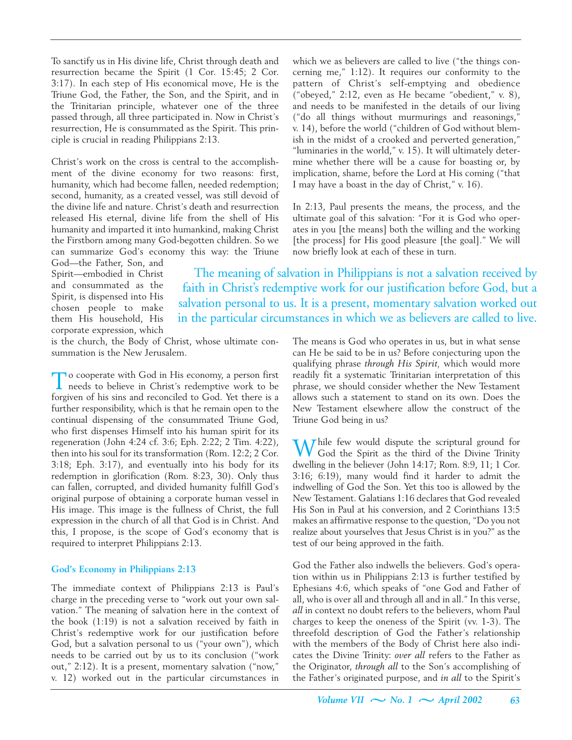To sanctify us in His divine life, Christ through death and resurrection became the Spirit (1 Cor. 15:45; 2 Cor. 3:17). In each step of His economical move, He is the Triune God, the Father, the Son, and the Spirit, and in the Trinitarian principle, whatever one of the three passed through, all three participated in. Now in Christ's resurrection, He is consummated as the Spirit. This principle is crucial in reading Philippians 2:13.

Christ's work on the cross is central to the accomplishment of the divine economy for two reasons: first, humanity, which had become fallen, needed redemption; second, humanity, as a created vessel, was still devoid of the divine life and nature. Christ's death and resurrection released His eternal, divine life from the shell of His humanity and imparted it into humankind, making Christ the Firstborn among many God-begotten children. So we can summarize God's economy this way: the Triune God—the Father, Son, and Spirit—embodied in Christ and consummated as the Spirit, is dispensed into His chosen people to make them His household, His corporate expression, which is the church, the Body of Christ, whose ultimate consummation is the New Jerusalem.

To cooperate with God in His economy, a person first needs to believe in Christ's redemptive work to be forgiven of his sins and reconciled to God. Yet there is a further responsibility, which is that he remain open to the continual dispensing of the consummated Triune God, who first dispenses Himself into his human spirit for its regeneration (John 4:24 cf. 3:6; Eph. 2:22; 2 Tim. 4:22), then into his soul for its transformation (Rom. 12:2; 2 Cor. 3:18; Eph. 3:17), and eventually into his body for its redemption in glorification (Rom. 8:23, 30). Only thus can fallen, corrupted, and divided humanity fulfill God's original purpose of obtaining a corporate human vessel in His image. This image is the fullness of Christ, the full expression in the church of all that God is in Christ. And this, I propose, is the scope of God's economy that is required to interpret Philippians 2:13.

### God's Economy in Philippians 2:13

The immediate context of Philippians 2:13 is Paul's charge in the preceding verse to "work out your own salvation." The meaning of salvation here in the context of the book (1:19) is not a salvation received by faith in Christ's redemptive work for our justification before God, but a salvation personal to us ("your own"), which needs to be carried out by us to its conclusion ("work out," 2:12). It is a present, momentary salvation ("now," v. 12) worked out in the particular circumstances in which we as believers are called to live ("the things concerning me," 1:12). It requires our conformity to the pattern of Christ's self-emptying and obedience ("obeyed," 2:12, even as He became "obedient," v. 8), and needs to be manifested in the details of our living ("do all things without murmurings and reasonings," v. 14), before the world ("children of God without blemish in the midst of a crooked and perverted generation," "luminaries in the world," v. 15). It will ultimately determine whether there will be a cause for boasting or, by implication, shame, before the Lord at His coming ("that I may have a boast in the day of Christ," v. 16).

In 2:13, Paul presents the means, the process, and the ultimate goal of this salvation: "For it is God who operates in you [the means] both the willing and the working [the process] for His good pleasure [the goal]." We will now briefly look at each of these in turn.

> The meaning of salvation in Philippians is not a salvation received by faith in Christ's redemptive work for our justification before God, but a salvation personal to us. It is a present, momentary salvation worked out in the particular circumstances in which we as believers are called to live.

The means is God who operates in us, but in what sense can He be said to be in us? Before conjecturing upon the qualifying phrase *through His Spirit,* which would more readily fit a systematic Trinitarian interpretation of this phrase, we should consider whether the New Testament allows such a statement to stand on its own. Does the New Testament elsewhere allow the construct of the Triune God being in us?

While few would dispute the scriptural ground for God the Spirit as the third of the Divine Trinity dwelling in the believer (John 14:17; Rom. 8:9, 11; 1 Cor. 3:16; 6:19), many would find it harder to admit the indwelling of God the Son. Yet this too is allowed by the New Testament. Galatians 1:16 declares that God revealed His Son in Paul at his conversion, and 2 Corinthians 13:5 makes an affirmative response to the question, "Do you not realize about yourselves that Jesus Christ is in you?" as the test of our being approved in the faith.

God the Father also indwells the believers. God's operation within us in Philippians 2:13 is further testified by Ephesians 4:6, which speaks of "one God and Father of all, who is over all and through all and in all." In this verse, *all* in context no doubt refers to the believers, whom Paul charges to keep the oneness of the Spirit (vv. 1-3). The threefold description of God the Father's relationship with the members of the Body of Christ here also indicates the Divine Trinity: *over all* refers to the Father as the Originator, *through all* to the Son's accomplishing of the Father's originated purpose, and *in all* to the Spirit's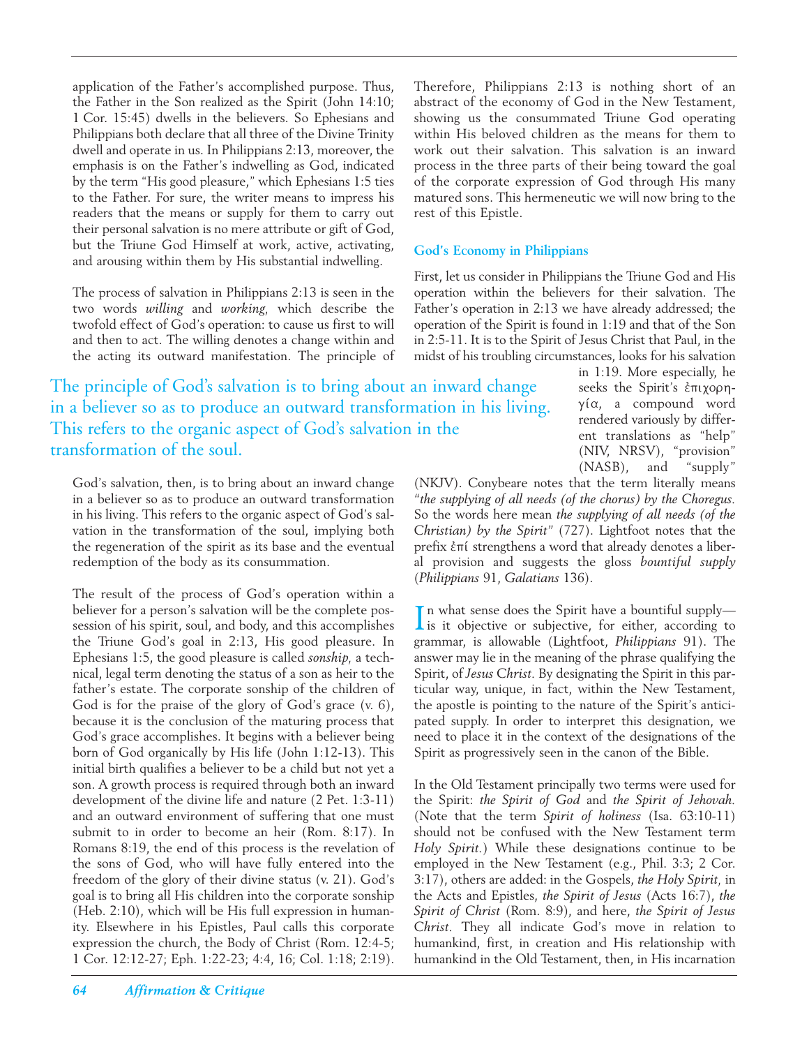application of the Father's accomplished purpose. Thus, the Father in the Son realized as the Spirit (John 14:10; 1 Cor. 15:45) dwells in the believers. So Ephesians and Philippians both declare that all three of the Divine Trinity dwell and operate in us. In Philippians 2:13, moreover, the emphasis is on the Father's indwelling as God, indicated by the term "His good pleasure," which Ephesians 1:5 ties to the Father. For sure, the writer means to impress his readers that the means or supply for them to carry out their personal salvation is no mere attribute or gift of God, but the Triune God Himself at work, active, activating, and arousing within them by His substantial indwelling.

The process of salvation in Philippians 2:13 is seen in the two words *willing* and *working*, which describe the twofold effect of God's operation: to cause us first to will and then to act. The willing denotes a change within and the acting its outward manifestation. The principle of God's salvation, then, is to bring about an inward change in a believer so as to produce an outward transformation in his living. This refers to the organic aspect of God's salvation in the transformation of the soul, implying both the regeneration of the spirit as its base and the eventual redemption of the body as its consummation.

> The principle of God's salvation is to bring about an inward change in a believer so as to produce an outward transformation in his living. This refers to the organic aspect of God's salvation in the transformation of the soul.

The result of the process of God's operation within a believer for a person's salvation will be the complete possession of his spirit, soul, and body, and this accomplishes the Triune God's goal in 2:13, His good pleasure. In Ephesians 1:5, the good pleasure is called *sonship*, a technical, legal term denoting the status of a son as heir to the father's estate. The corporate sonship of the children of God is for the praise of the glory of God's grace (v. 6), because it is the conclusion of the maturing process that God's grace accomplishes. It begins with a believer being born of God organically by His life (John 1:12-13). This initial birth qualifies a believer to be a child but not yet a son. A growth process is required through both an inward development of the divine life and nature (2 Pet. 1:3-11) and an outward environment of suffering that one must submit to in order to become an heir (Rom. 8:17). In Romans 8:19, the end of this process is the revelation of the sons of God, who will have fully entered into the freedom of the glory of their divine status (v. 21). God's goal is to bring all His children into the corporate sonship (Heb. 2:10), which will be His full expression in humanity. Elsewhere in his Epistles, Paul calls this corporate expression the church, the Body of Christ (Rom. 12:4-5; 1 Cor. 12:12-27; Eph. 1:22-23; 4:4, 16; Col. 1:18; 2:19). Therefore, Philippians 2:13 is nothing short of an abstract of the economy of God in the New Testament, showing us the consummated Triune God operating within His beloved children as the means for them to work out their salvation. This salvation is an inward process in the three parts of their being toward the goal of the corporate expression of God through His many matured sons. This hermeneutic we will now bring to the rest of this Epistle.

### God's Economy in Philippians

First, let us consider in Philippians the Triune God and His operation within the believers for their salvation. The Father's operation in 2:13 we have already addressed; the operation of the Spirit is found in 1:19 and that of the Son in 2:5-11. It is to the Spirit of Jesus Christ that Paul, in the midst of his troubling circumstances, looks for his salvation in 1:19. More especially, he seeks the Spirit's ἐπιχορηγία, a compound word rendered variously by different translations as "help" (NIV, NRSV), "provision" (NASB), and "supply" (NKJV). Conybeare notes that the term literally means *"the supplying of all needs (of the chorus) by the Choregus*. So the words here mean *the supplying of all needs (of the Christian) by the Spirit"* (727). Lightfoot notes that the prefix ἐπί strengthens a word that already denotes a liberal provision and suggests the gloss *bountiful supply* (*Philippians* 91, *Galatians* 136).

In what sense does the Spirit have a bountiful supply—is it objective or subjective, for either, according to grammar, is allowable (Lightfoot, *Philippians* 91). The answer may lie in the meaning of the phrase qualifying the Spirit, of *Jesus Christ*. By designating the Spirit in this particular way, unique, in fact, within the New Testament, the apostle is pointing to the nature of the Spirit's anticipated supply. In order to interpret this designation, we need to place it in the context of the designations of the Spirit as progressively seen in the canon of the Bible.

In the Old Testament principally two terms were used for the Spirit: *the Spirit of God* and *the Spirit of Jehovah*. (Note that the term *Spirit of holiness* (Isa. 63:10-11) should not be confused with the New Testament term *Holy Spirit*.) While these designations continue to be employed in the New Testament (e.g., Phil. 3:3; 2 Cor. 3:17), others are added: in the Gospels, *the Holy Spirit*, in the Acts and Epistles, *the Spirit of Jesus* (Acts 16:7), *the Spirit of Christ* (Rom. 8:9), and here, *the Spirit of Jesus Christ*. They all indicate God's move in relation to humankind, first, in creation and His relationship with humankind in the Old Testament, then, in His incarnation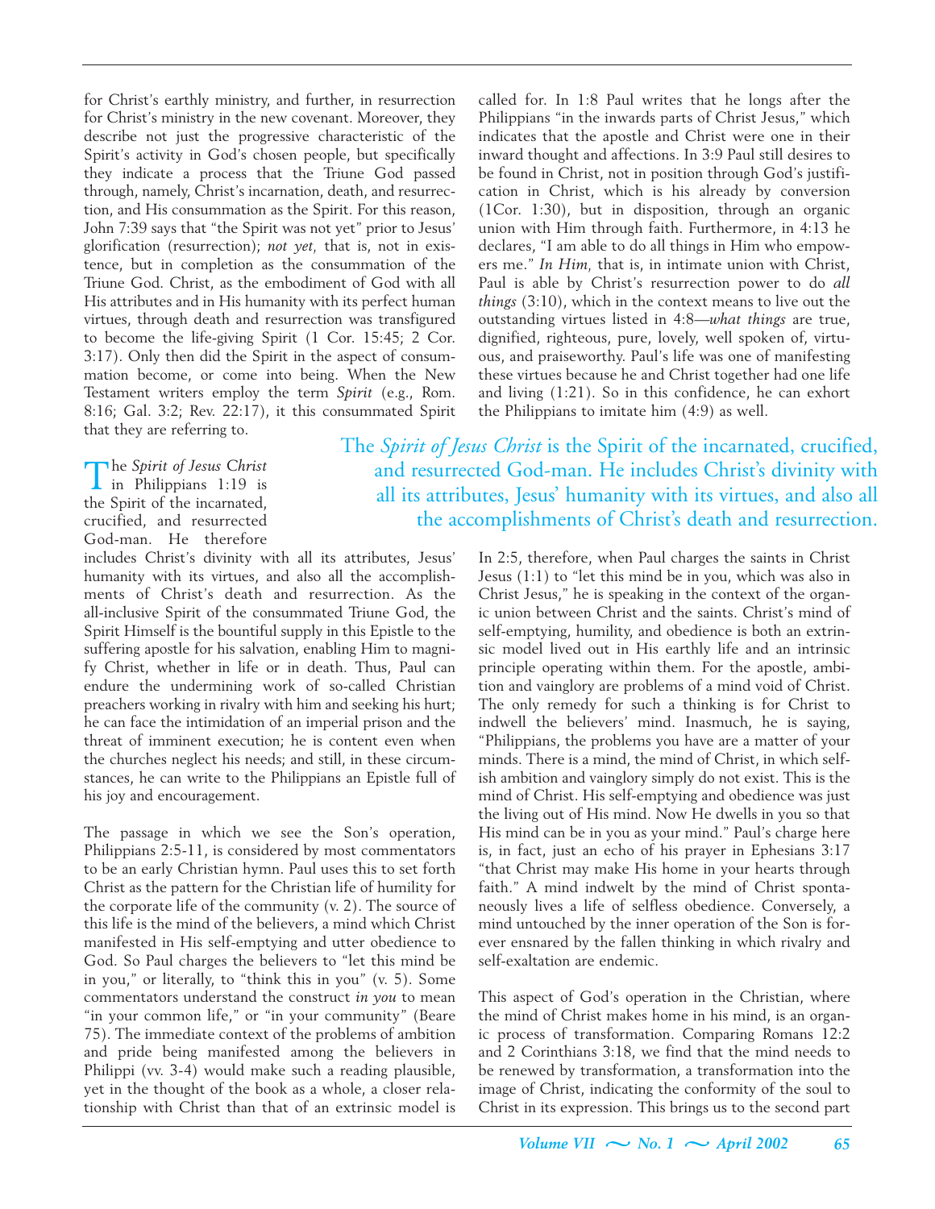for Christ's earthly ministry, and further, in resurrection for Christ's ministry in the new covenant. Moreover, they describe not just the progressive characteristic of the Spirit's activity in God's chosen people, but specifically they indicate a process that the Triune God passed through, namely, Christ's incarnation, death, and resurrection, and His consummation as the Spirit. For this reason, John 7:39 says that "the Spirit was not yet" prior to Jesus' glorification (resurrection); *not yet,* that is, not in existence, but in completion as the consummation of the Triune God. Christ, as the embodiment of God with all His attributes and in His humanity with its perfect human virtues, through death and resurrection was transfigured to become the life-giving Spirit (1 Cor. 15:45; 2 Cor. 3:17). Only then did the Spirit in the aspect of consummation become, or come into being. When the New Testament writers employ the term *Spirit* (e.g., Rom. 8:16; Gal. 3:2; Rev. 22:17), it this consummated Spirit that they are referring to.

> The *Spirit of Jesus Christ* is the Spirit of the incarnated, crucified, and resurrected God-man. He includes Christ's divinity with all its attributes, Jesus' humanity with its virtues, and also all the accomplishments of Christ's death and resurrection.

The *Spirit of Jesus Christ* in Philippians 1:19 is the Spirit of the incarnated, crucified, and resurrected God-man. He therefore includes Christ's divinity with all its attributes, Jesus' humanity with its virtues, and also all the accomplishments of Christ's death and resurrection. As the all-inclusive Spirit of the consummated Triune God, the Spirit Himself is the bountiful supply in this Epistle to the suffering apostle for his salvation, enabling Him to magnify Christ, whether in life or in death. Thus, Paul can endure the undermining work of so-called Christian preachers working in rivalry with him and seeking his hurt; he can face the intimidation of an imperial prison and the threat of imminent execution; he is content even when the churches neglect his needs; and still, in these circumstances, he can write to the Philippians an Epistle full of his joy and encouragement.

The passage in which we see the Son's operation, Philippians 2:5-11, is considered by most commentators to be an early Christian hymn. Paul uses this to set forth Christ as the pattern for the Christian life of humility for the corporate life of the community (v. 2). The source of this life is the mind of the believers, a mind which Christ manifested in His self-emptying and utter obedience to God. So Paul charges the believers to "let this mind be in you," or literally, to "think this in you" (v. 5). Some commentators understand the construct *in you* to mean "in your common life," or "in your community" (Beare 75). The immediate context of the problems of ambition and pride being manifested among the believers in Philippi (vv. 3-4) would make such a reading plausible, yet in the thought of the book as a whole, a closer relationship with Christ than that of an extrinsic model is called for. In 1:8 Paul writes that he longs after the Philippians "in the inwards parts of Christ Jesus," which indicates that the apostle and Christ were one in their inward thought and affections. In 3:9 Paul still desires to be found in Christ, not in position through God's justification in Christ, which is his already by conversion (1Cor. 1:30), but in disposition, through an organic union with Him through faith. Furthermore, in 4:13 he declares, "I am able to do all things in Him who empowers me." *In Him,* that is, in intimate union with Christ, Paul is able by Christ's resurrection power to do *all things* (3:10), which in the context means to live out the outstanding virtues listed in 4:8—*what things* are true, dignified, righteous, pure, lovely, well spoken of, virtuous, and praiseworthy. Paul's life was one of manifesting these virtues because he and Christ together had one life and living (1:21). So in this confidence, he can exhort the Philippians to imitate him (4:9) as well.

In 2:5, therefore, when Paul charges the saints in Christ Jesus (1:1) to "let this mind be in you, which was also in Christ Jesus," he is speaking in the context of the organic union between Christ and the saints. Christ's mind of self-emptying, humility, and obedience is both an extrinsic model lived out in His earthly life and an intrinsic principle operating within them. For the apostle, ambition and vainglory are problems of a mind void of Christ. The only remedy for such a thinking is for Christ to indwell the believers' mind. Inasmuch, he is saying, "Philippians, the problems you have are a matter of your minds. There is a mind, the mind of Christ, in which selfish ambition and vainglory simply do not exist. This is the mind of Christ. His self-emptying and obedience was just the living out of His mind. Now He dwells in you so that His mind can be in you as your mind." Paul's charge here is, in fact, just an echo of his prayer in Ephesians 3:17 "that Christ may make His home in your hearts through faith." A mind indwelt by the mind of Christ spontaneously lives a life of selfless obedience. Conversely, a mind untouched by the inner operation of the Son is forever ensnared by the fallen thinking in which rivalry and self-exaltation are endemic.

This aspect of God's operation in the Christian, where the mind of Christ makes home in his mind, is an organic process of transformation. Comparing Romans 12:2 and 2 Corinthians 3:18, we find that the mind needs to be renewed by transformation, a transformation into the image of Christ, indicating the conformity of the soul to Christ in its expression. This brings us to the second part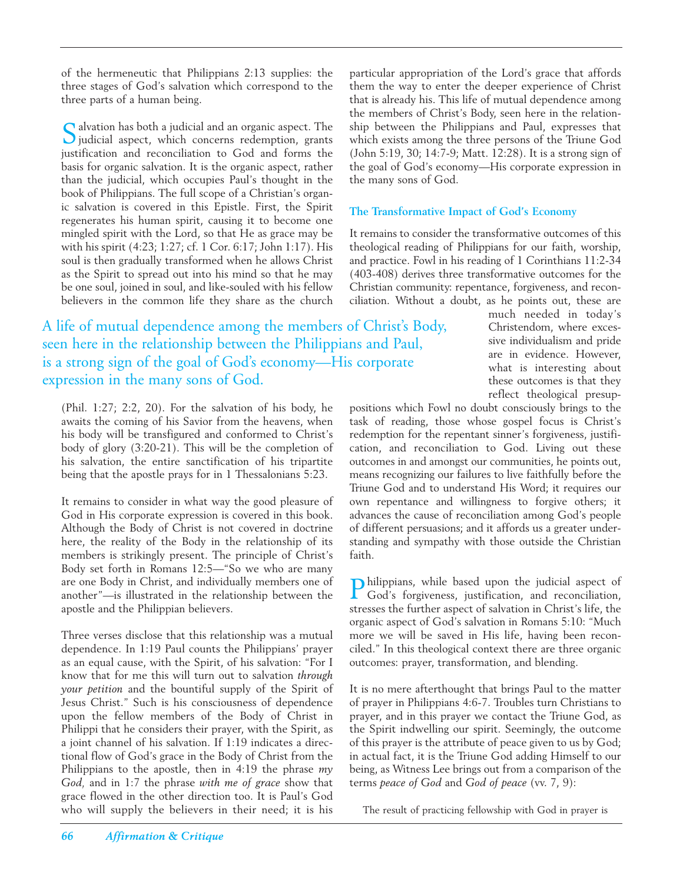of the hermeneutic that Philippians 2:13 supplies: the three stages of God's salvation which correspond to the three parts of a human being.

Salvation has both a judicial and an organic aspect. The judicial aspect, which concerns redemption, grants justification and reconciliation to God and forms the basis for organic salvation. It is the organic aspect, rather than the judicial, which occupies Paul's thought in the book of Philippians. The full scope of a Christian's organic salvation is covered in this Epistle. First, the Spirit regenerates his human spirit, causing it to become one mingled spirit with the Lord, so that He as grace may be with his spirit (4:23; 1:27; cf. 1 Cor. 6:17; John 1:17). His soul is then gradually transformed when he allows Christ as the Spirit to spread out into his mind so that he may be one soul, joined in soul, and like-souled with his fellow believers in the common life they share as the church (Phil. 1:27; 2:2, 20). For the salvation of his body, he awaits the coming of his Savior from the heavens, when his body will be transfigured and conformed to Christ's body of glory (3:20-21). This will be the completion of his salvation, the entire sanctification of his tripartite being that the apostle prays for in 1 Thessalonians 5:23.

It remains to consider in what way the good pleasure of God in His corporate expression is covered in this book. Although the Body of Christ is not covered in doctrine here, the reality of the Body in the relationship of its members is strikingly present. The principle of Christ's Body set forth in Romans 12:5—"So we who are many are one Body in Christ, and individually members one of another"—is illustrated in the relationship between the apostle and the Philippian believers.

Three verses disclose that this relationship was a mutual dependence. In 1:19 Paul counts the Philippians' prayer as an equal cause, with the Spirit, of his salvation: "For I know that for me this will turn out to salvation *through your petition* and the bountiful supply of the Spirit of Jesus Christ." Such is his consciousness of dependence upon the fellow members of the Body of Christ in Philippi that he considers their prayer, with the Spirit, as a joint channel of his salvation. If 1:19 indicates a directional flow of God's grace in the Body of Christ from the Philippians to the apostle, then in 4:19 the phrase *my God,* and in 1:7 the phrase *with me of grace* show that grace flowed in the other direction too. It is Paul's God who will supply the believers in their need; it is his particular appropriation of the Lord's grace that affords them the way to enter the deeper experience of Christ that is already his. This life of mutual dependence among the members of Christ's Body, seen here in the relationship between the Philippians and Paul, expresses that which exists among the three persons of the Triune God (John 5:19, 30; 14:7-9; Matt. 12:28). It is a strong sign of the goal of God's economy—His corporate expression in the many sons of God.

> A life of mutual dependence among the members of Christ's Body, seen here in the relationship between the Philippians and Paul, is a strong sign of the goal of God's economy—His corporate expression in the many sons of God.

### The Transformative Impact of God's Economy

It remains to consider the transformative outcomes of this theological reading of Philippians for our faith, worship, and practice. Fowl in his reading of 1 Corinthians 11:2-34 (403-408) derives three transformative outcomes for the Christian community: repentance, forgiveness, and reconciliation. Without a doubt, as he points out, these are much needed in today's Christendom, where excessive individualism and pride are in evidence. However, what is interesting about these outcomes is that they reflect theological presuppositions which Fowl no doubt consciously brings to the task of reading, those whose gospel focus is Christ's redemption for the repentant sinner's forgiveness, justification, and reconciliation to God. Living out these outcomes in and amongst our communities, he points out, means recognizing our failures to live faithfully before the Triune God and to understand His Word; it requires our own repentance and willingness to forgive others; it advances the cause of reconciliation among God's people of different persuasions; and it affords us a greater understanding and sympathy with those outside the Christian faith.

Philippians, while based upon the judicial aspect of God's forgiveness, justification, and reconciliation, stresses the further aspect of salvation in Christ's life, the organic aspect of God's salvation in Romans 5:10: "Much more we will be saved in His life, having been reconciled." In this theological context there are three organic outcomes: prayer, transformation, and blending.

It is no mere afterthought that brings Paul to the matter of prayer in Philippians 4:6-7. Troubles turn Christians to prayer, and in this prayer we contact the Triune God, as the Spirit indwelling our spirit. Seemingly, the outcome of this prayer is the attribute of peace given to us by God; in actual fact, it is the Triune God adding Himself to our being, as Witness Lee brings out from a comparison of the terms *peace of God* and *God of peace* (vv. 7, 9):

> The result of practicing fellowship with God in prayer is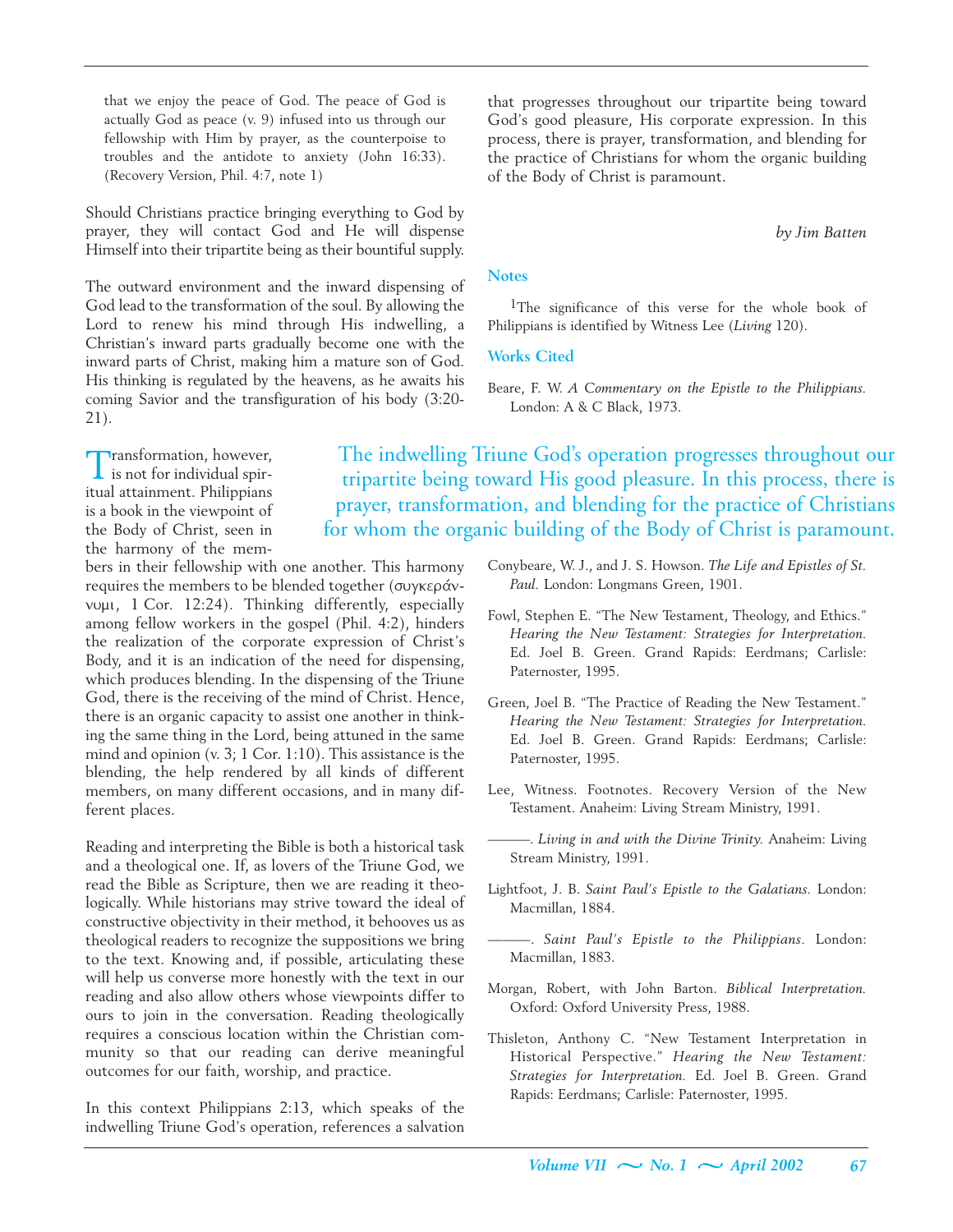> that we enjoy the peace of God. The peace of God is actually God as peace (v. 9) infused into us through our fellowship with Him by prayer, as the counterpoise to troubles and the antidote to anxiety (John 16:33). (Recovery Version, Phil. 4:7, note 1)

Should Christians practice bringing everything to God by prayer, they will contact God and He will dispense Himself into their tripartite being as their bountiful supply.

The outward environment and the inward dispensing of God lead to the transformation of the soul. By allowing the Lord to renew his mind through His indwelling, a Christian's inward parts gradually become one with the inward parts of Christ, making him a mature son of God. His thinking is regulated by the heavens, as he awaits his coming Savior and the transfiguration of his body (3:20-21).

Transformation, however, is not for individual spiritual attainment. Philippians is a book in the viewpoint of the Body of Christ, seen in the harmony of the members in their fellowship with one another. This harmony requires the members to be blended together (συγκεράννυμι, 1 Cor. 12:24). Thinking differently, especially among fellow workers in the gospel (Phil. 4:2), hinders the realization of the corporate expression of Christ's Body, and it is an indication of the need for dispensing, which produces blending. In the dispensing of the Triune God, there is the receiving of the mind of Christ. Hence, there is an organic capacity to assist one another in thinking the same thing in the Lord, being attuned in the same mind and opinion (v. 3; 1 Cor. 1:10). This assistance is the blending, the help rendered by all kinds of different members, on many different occasions, and in many different places.

> The indwelling Triune God's operation progresses throughout our tripartite being toward His good pleasure. In this process, there is prayer, transformation, and blending for the practice of Christians for whom the organic building of the Body of Christ is paramount.

Reading and interpreting the Bible is both a historical task and a theological one. If, as lovers of the Triune God, we read the Bible as Scripture, then we are reading it theologically. While historians may strive toward the ideal of constructive objectivity in their method, it behooves us as theological readers to recognize the suppositions we bring to the text. Knowing and, if possible, articulating these will help us converse more honestly with the text in our reading and also allow others whose viewpoints differ to ours to join in the conversation. Reading theologically requires a conscious location within the Christian community so that our reading can derive meaningful outcomes for our faith, worship, and practice.

In this context Philippians 2:13, which speaks of the indwelling Triune God's operation, references a salvation that progresses throughout our tripartite being toward God's good pleasure, His corporate expression. In this process, there is prayer, transformation, and blending for the practice of Christians for whom the organic building of the Body of Christ is paramount.

*by Jim Batten*

### Notes

[1]The significance of this verse for the whole book of Philippians is identified by Witness Lee (*Living* 120).

### Works Cited

Beare, F. W. *A Commentary on the Epistle to the Philippians.* London: A & C Black, 1973.

Conybeare, W. J., and J. S. Howson. *The Life and Epistles of St. Paul.* London: Longmans Green, 1901.

Fowl, Stephen E. "The New Testament, Theology, and Ethics." *Hearing the New Testament: Strategies for Interpretation.* Ed. Joel B. Green. Grand Rapids: Eerdmans; Carlisle: Paternoster, 1995.

Green, Joel B. "The Practice of Reading the New Testament." *Hearing the New Testament: Strategies for Interpretation.* Ed. Joel B. Green. Grand Rapids: Eerdmans; Carlisle: Paternoster, 1995.

Lee, Witness. Footnotes. Recovery Version of the New Testament. Anaheim: Living Stream Ministry, 1991.

———. *Living in and with the Divine Trinity.* Anaheim: Living Stream Ministry, 1991.

Lightfoot, J. B. *Saint Paul's Epistle to the Galatians.* London: Macmillan, 1884.

———. *Saint Paul's Epistle to the Philippians.* London: Macmillan, 1883.

Morgan, Robert, with John Barton. *Biblical Interpretation.* Oxford: Oxford University Press, 1988.

Thisleton, Anthony C. "New Testament Interpretation in Historical Perspective." *Hearing the New Testament: Strategies for Interpretation.* Ed. Joel B. Green. Grand Rapids: Eerdmans; Carlisle: Paternoster, 1995.